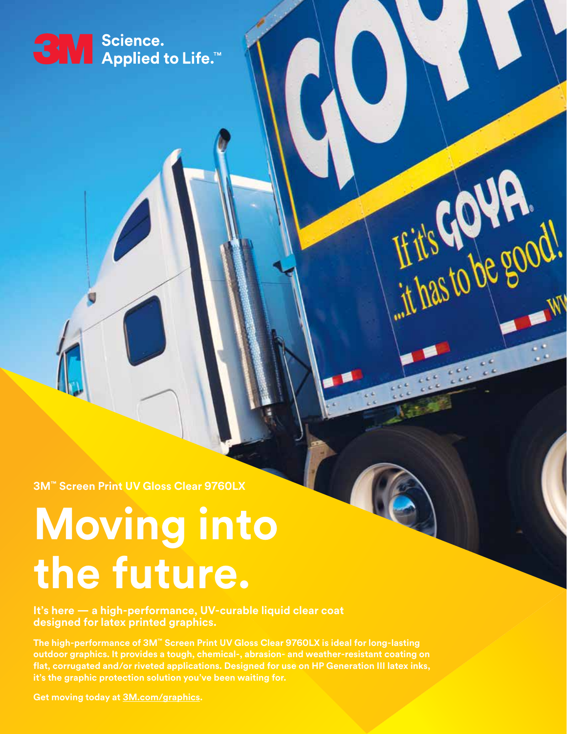3M Science. Applied to Life.™

3M™ Screen Print UV Gloss Clear 9760LX

# Moving into the future.

**It's here — a high-performance, UV-curable liquid clear coat designed for latex printed graphics.**

The high-performance of 3M™ Screen Print UV Gloss Clear 9760LX is ideal for long-lasting outdoor graphics. It provides a tough, chemical-, abrasion- and weather-resistant coating on flat, corrugated and/or riveted applications. Designed for use on HP Generation III latex inks, it's the graphic protection solution you've been waiting for.

Get moving today at 3M.com/graphics.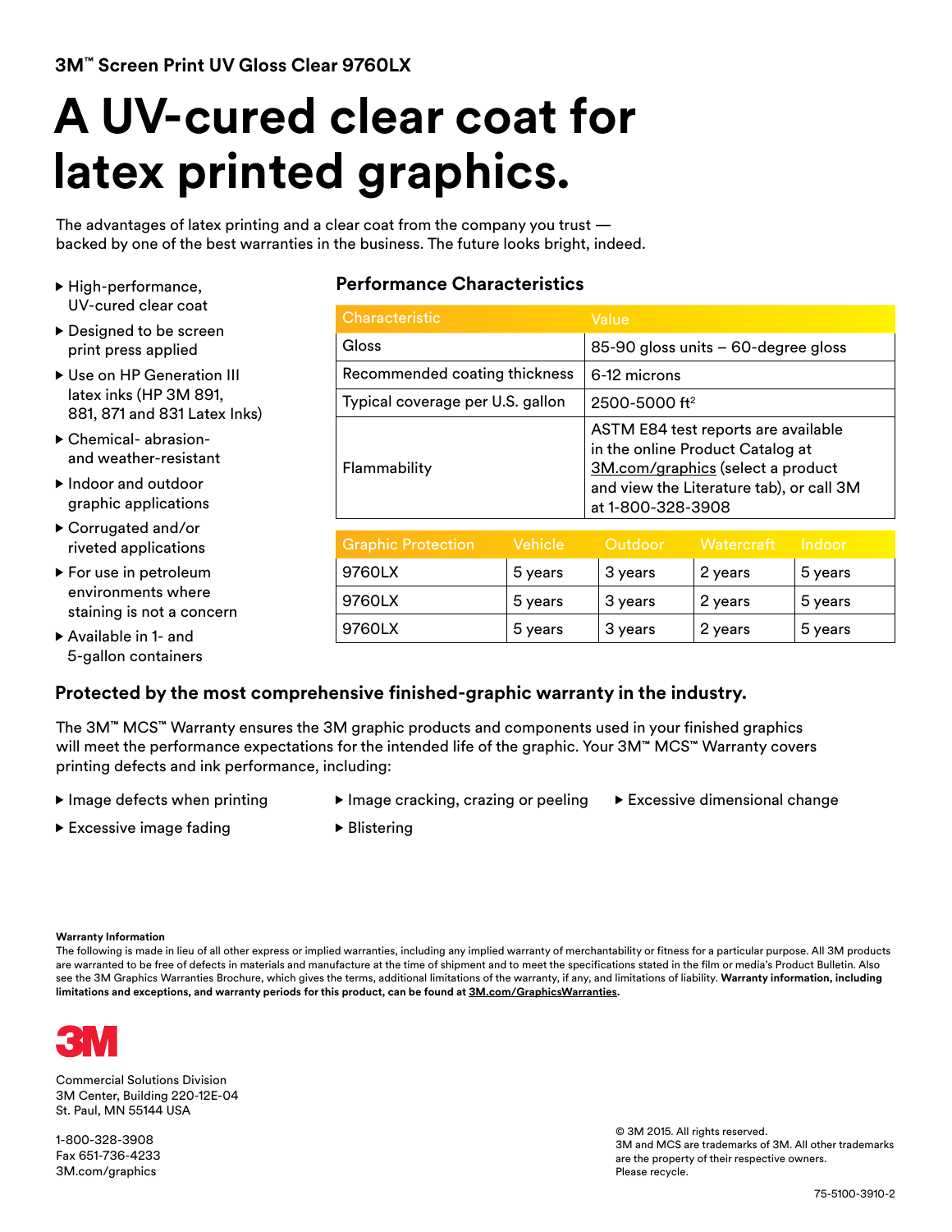3M™ Screen Print UV Gloss Clear 9760LX

# A UV-cured clear coat for latex printed graphics.

The advantages of latex printing and a clear coat from the company you trust — backed by one of the best warranties in the business. The future looks bright, indeed.

- High-performance, UV-cured clear coat
- Designed to be screen print press applied
- Use on HP Generation III latex inks (HP 3M 891, 881, 871 and 831 Latex Inks)
- Chemical- abrasion- and weather-resistant
- Indoor and outdoor graphic applications
- Corrugated and/or riveted applications
- For use in petroleum environments where staining is not a concern
- Available in 1- and 5-gallon containers

## Performance Characteristics

| Characteristic | Value |
|---|---|
| Gloss | 85-90 gloss units – 60-degree gloss |
| Recommended coating thickness | 6-12 microns |
| Typical coverage per U.S. gallon | 2500-5000 $ft^2$ |
| Flammability | ASTM E84 test reports are available in the online Product Catalog at 3M.com/graphics (select a product and view the Literature tab), or call 3M at 1-800-328-3908 |

| Graphic Protection | Vehicle | Outdoor | Watercraft | Indoor |
|---|---|---|---|---|
| 9760LX | 5 years | 3 years | 2 years | 5 years |
| 9760LX | 5 years | 3 years | 2 years | 5 years |
| 9760LX | 5 years | 3 years | 2 years | 5 years |

## Protected by the most comprehensive finished-graphic warranty in the industry.

The 3M™ MCS™ Warranty ensures the 3M graphic products and components used in your finished graphics will meet the performance expectations for the intended life of the graphic. Your 3M™ MCS™ Warranty covers printing defects and ink performance, including:

- Image defects when printing
- Image cracking, crazing or peeling
- Excessive dimensional change
- Excessive image fading
- Blistering

**Warranty Information**

The following is made in lieu of all other express or implied warranties, including any implied warranty of merchantability or fitness for a particular purpose. All 3M products are warranted to be free of defects in materials and manufacture at the time of shipment and to meet the specifications stated in the film or media's Product Bulletin. Also see the 3M Graphics Warranties Brochure, which gives the terms, additional limitations of the warranty, if any, and limitations of liability. **Warranty information, including limitations and exceptions, and warranty periods for this product, can be found at 3M.com/GraphicsWarranties.**

3M

Commercial Solutions Division
3M Center, Building 220-12E-04
St. Paul, MN 55144 USA

1-800-328-3908
Fax 651-736-4233
3M.com/graphics

© 3M 2015. All rights reserved.
3M and MCS are trademarks of 3M. All other trademarks are the property of their respective owners.
Please recycle.

75-5100-3910-2